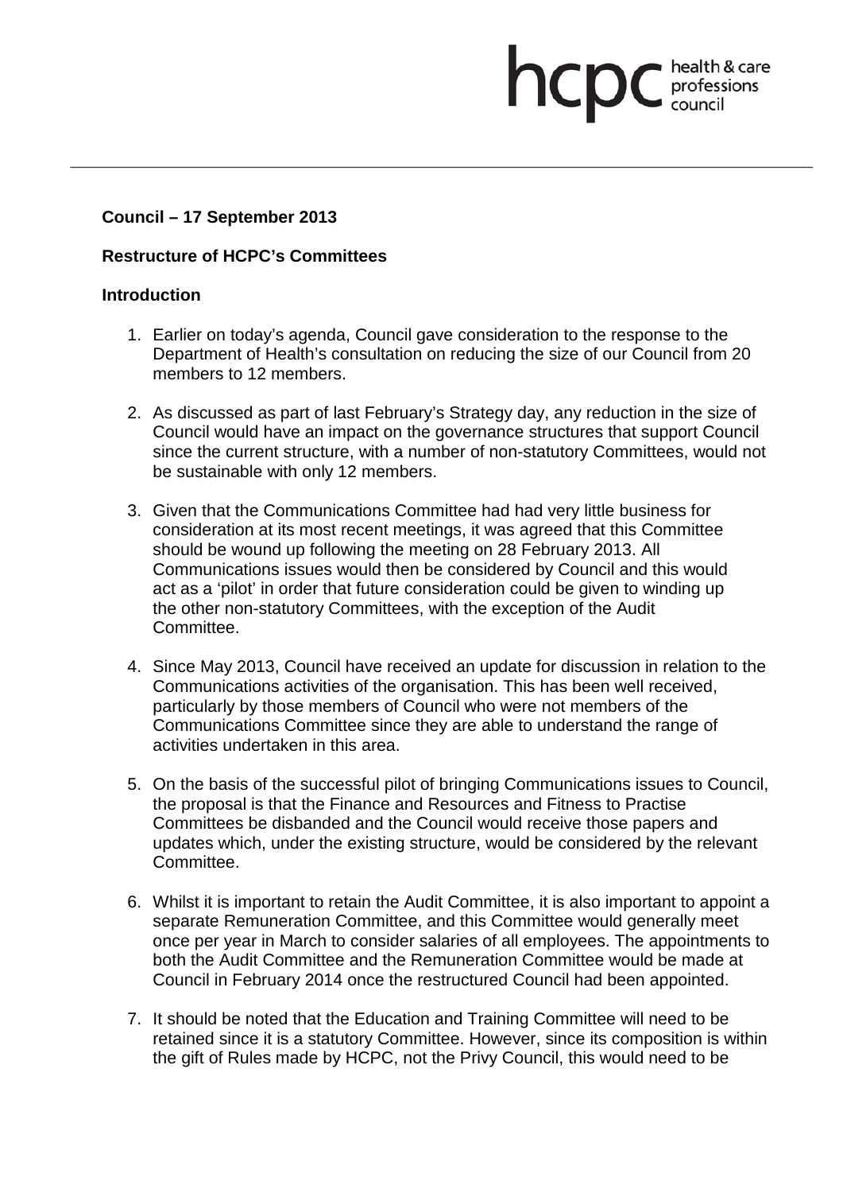**Council – 17 September 2013**

**Restructure of HCPC's Committees**

**Introduction**

1. Earlier on today's agenda, Council gave consideration to the response to the Department of Health's consultation on reducing the size of our Council from 20 members to 12 members.

2. As discussed as part of last February's Strategy day, any reduction in the size of Council would have an impact on the governance structures that support Council since the current structure, with a number of non-statutory Committees, would not be sustainable with only 12 members.

3. Given that the Communications Committee had had very little business for consideration at its most recent meetings, it was agreed that this Committee should be wound up following the meeting on 28 February 2013. All Communications issues would then be considered by Council and this would act as a 'pilot' in order that future consideration could be given to winding up the other non-statutory Committees, with the exception of the Audit Committee.

4. Since May 2013, Council have received an update for discussion in relation to the Communications activities of the organisation. This has been well received, particularly by those members of Council who were not members of the Communications Committee since they are able to understand the range of activities undertaken in this area.

5. On the basis of the successful pilot of bringing Communications issues to Council, the proposal is that the Finance and Resources and Fitness to Practise Committees be disbanded and the Council would receive those papers and updates which, under the existing structure, would be considered by the relevant Committee.

6. Whilst it is important to retain the Audit Committee, it is also important to appoint a separate Remuneration Committee, and this Committee would generally meet once per year in March to consider salaries of all employees. The appointments to both the Audit Committee and the Remuneration Committee would be made at Council in February 2014 once the restructured Council had been appointed.

7. It should be noted that the Education and Training Committee will need to be retained since it is a statutory Committee. However, since its composition is within the gift of Rules made by HCPC, not the Privy Council, this would need to be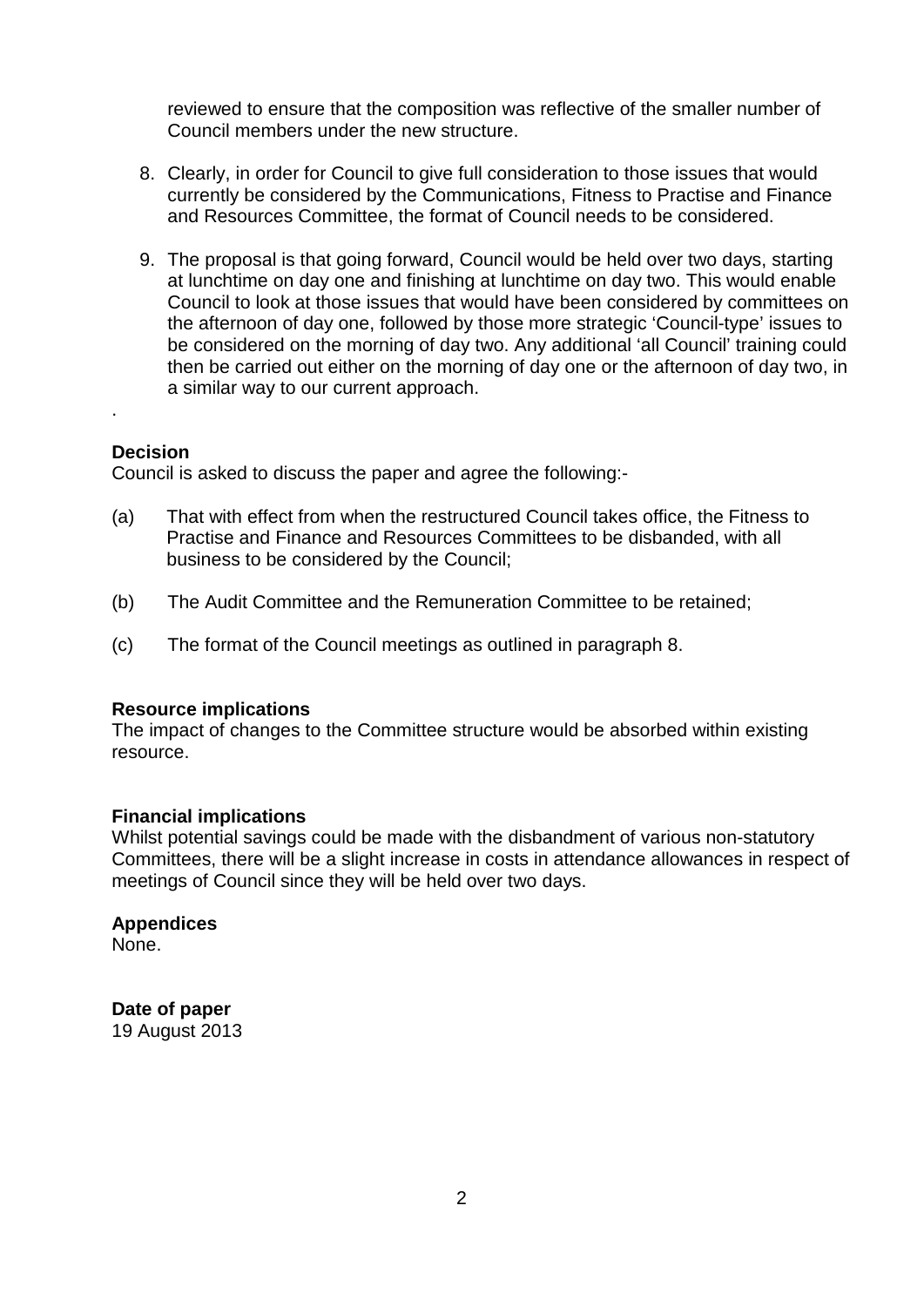reviewed to ensure that the composition was reflective of the smaller number of Council members under the new structure.

8. Clearly, in order for Council to give full consideration to those issues that would currently be considered by the Communications, Fitness to Practise and Finance and Resources Committee, the format of Council needs to be considered.

9. The proposal is that going forward, Council would be held over two days, starting at lunchtime on day one and finishing at lunchtime on day two. This would enable Council to look at those issues that would have been considered by committees on the afternoon of day one, followed by those more strategic 'Council-type' issues to be considered on the morning of day two. Any additional 'all Council' training could then be carried out either on the morning of day one or the afternoon of day two, in a similar way to our current approach.

.

**Decision**
Council is asked to discuss the paper and agree the following:-

(a) That with effect from when the restructured Council takes office, the Fitness to Practise and Finance and Resources Committees to be disbanded, with all business to be considered by the Council;

(b) The Audit Committee and the Remuneration Committee to be retained;

(c) The format of the Council meetings as outlined in paragraph 8.

**Resource implications**
The impact of changes to the Committee structure would be absorbed within existing resource.

**Financial implications**
Whilst potential savings could be made with the disbandment of various non-statutory Committees, there will be a slight increase in costs in attendance allowances in respect of meetings of Council since they will be held over two days.

**Appendices**
None.

**Date of paper**
19 August 2013